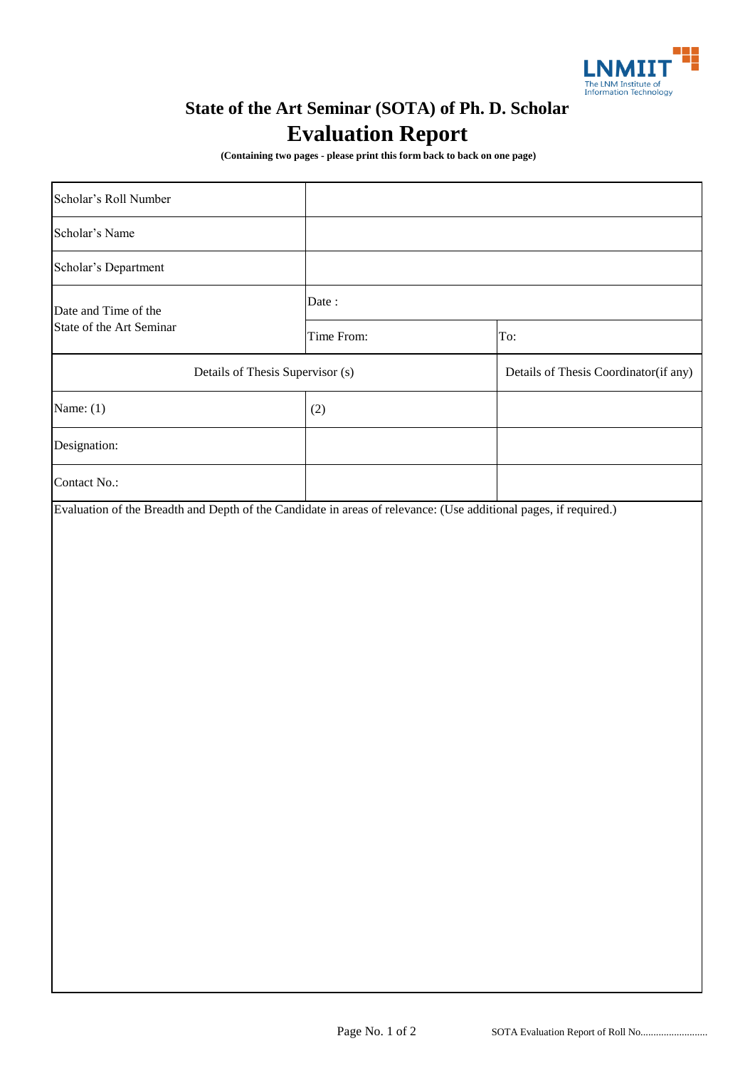LNMIIT
The LNM Institute of Information Technology

# State of the Art Seminar (SOTA) of Ph. D. Scholar

# Evaluation Report

**(Containing two pages - please print this form back to back on one page)**

| | | |
|---|---|---|
| Scholar's Roll Number | | |
| Scholar's Name | | |
| Scholar's Department | | |
| Date and Time of the State of the Art Seminar | Date : | |
| | Time From: | To: |
| Details of Thesis Supervisor (s) | | Details of Thesis Coordinator(if any) |
| Name: (1) | (2) | |
| Designation: | | |
| Contact No.: | | |

Evaluation of the Breadth and Depth of the Candidate in areas of relevance: (Use additional pages, if required.)

SOTA Evaluation Report of Roll No..........................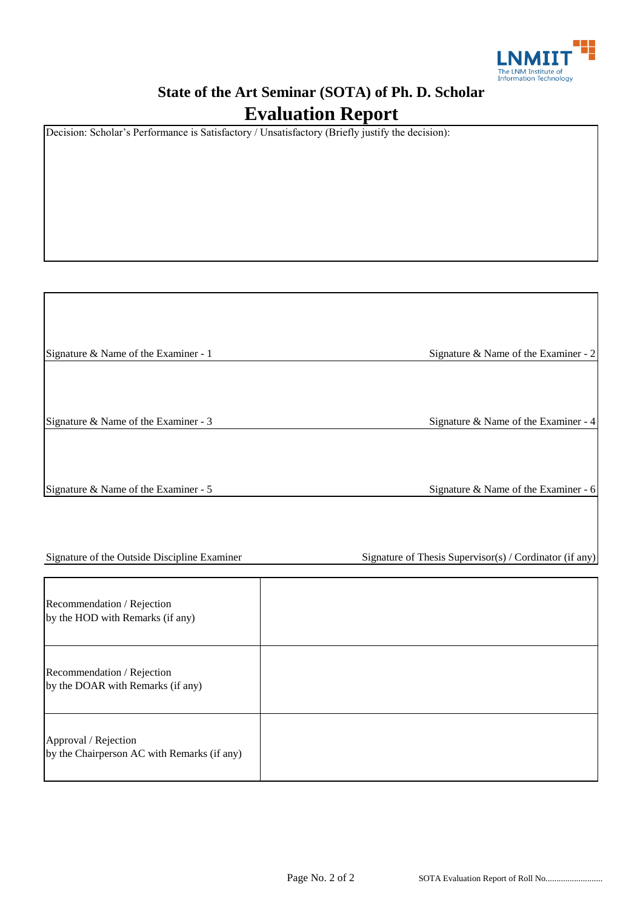## State of the Art Seminar (SOTA) of Ph. D. Scholar

# Evaluation Report

Decision: Scholar's Performance is Satisfactory / Unsatisfactory (Briefly justify the decision):

| | |
|---|---|
| Signature & Name of the Examiner - 1 | Signature & Name of the Examiner - 2 |
| Signature & Name of the Examiner - 3 | Signature & Name of the Examiner - 4 |
| Signature & Name of the Examiner - 5 | Signature & Name of the Examiner - 6 |
| Signature of the Outside Discipline Examiner | Signature of Thesis Supervisor(s) / Cordinator (if any) |

| | |
|---|---|
| Recommendation / Rejection by the HOD with Remarks (if any) | |
| Recommendation / Rejection by the DOAR with Remarks (if any) | |
| Approval / Rejection by the Chairperson AC with Remarks (if any) | |

SOTA Evaluation Report of Roll No..........................